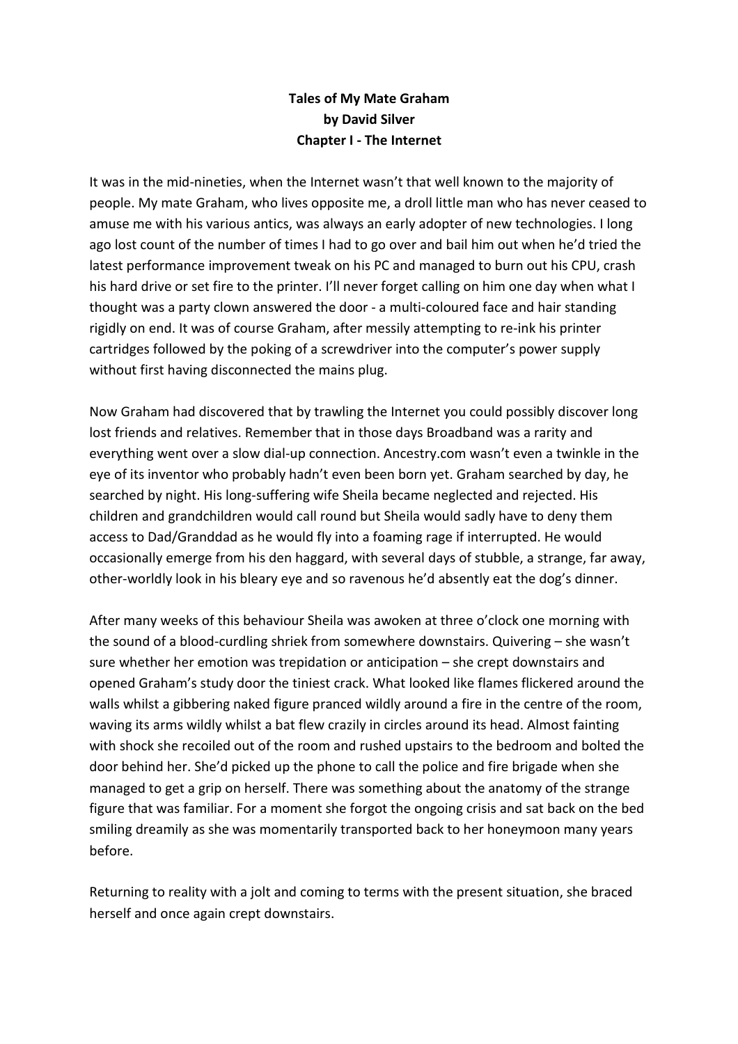**Tales of My Mate Graham**
**by David Silver**
**Chapter I - The Internet**

It was in the mid-nineties, when the Internet wasn't that well known to the majority of people. My mate Graham, who lives opposite me, a droll little man who has never ceased to amuse me with his various antics, was always an early adopter of new technologies. I long ago lost count of the number of times I had to go over and bail him out when he'd tried the latest performance improvement tweak on his PC and managed to burn out his CPU, crash his hard drive or set fire to the printer. I'll never forget calling on him one day when what I thought was a party clown answered the door - a multi-coloured face and hair standing rigidly on end. It was of course Graham, after messily attempting to re-ink his printer cartridges followed by the poking of a screwdriver into the computer's power supply without first having disconnected the mains plug.

Now Graham had discovered that by trawling the Internet you could possibly discover long lost friends and relatives. Remember that in those days Broadband was a rarity and everything went over a slow dial-up connection. Ancestry.com wasn't even a twinkle in the eye of its inventor who probably hadn't even been born yet. Graham searched by day, he searched by night. His long-suffering wife Sheila became neglected and rejected. His children and grandchildren would call round but Sheila would sadly have to deny them access to Dad/Granddad as he would fly into a foaming rage if interrupted. He would occasionally emerge from his den haggard, with several days of stubble, a strange, far away, other-worldly look in his bleary eye and so ravenous he'd absently eat the dog's dinner.

After many weeks of this behaviour Sheila was awoken at three o'clock one morning with the sound of a blood-curdling shriek from somewhere downstairs. Quivering – she wasn't sure whether her emotion was trepidation or anticipation – she crept downstairs and opened Graham's study door the tiniest crack. What looked like flames flickered around the walls whilst a gibbering naked figure pranced wildly around a fire in the centre of the room, waving its arms wildly whilst a bat flew crazily in circles around its head. Almost fainting with shock she recoiled out of the room and rushed upstairs to the bedroom and bolted the door behind her. She'd picked up the phone to call the police and fire brigade when she managed to get a grip on herself. There was something about the anatomy of the strange figure that was familiar. For a moment she forgot the ongoing crisis and sat back on the bed smiling dreamily as she was momentarily transported back to her honeymoon many years before.

Returning to reality with a jolt and coming to terms with the present situation, she braced herself and once again crept downstairs.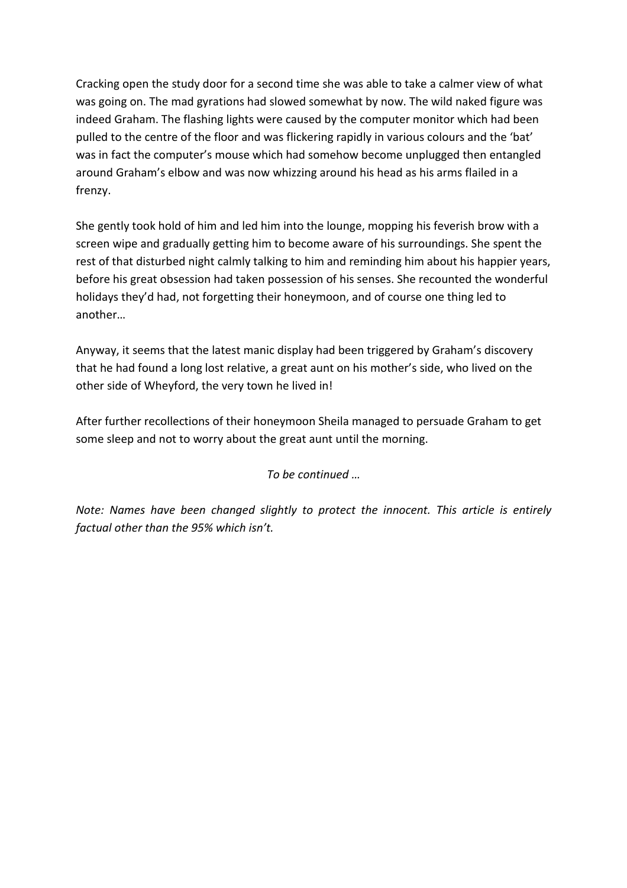Cracking open the study door for a second time she was able to take a calmer view of what was going on. The mad gyrations had slowed somewhat by now. The wild naked figure was indeed Graham. The flashing lights were caused by the computer monitor which had been pulled to the centre of the floor and was flickering rapidly in various colours and the 'bat' was in fact the computer's mouse which had somehow become unplugged then entangled around Graham's elbow and was now whizzing around his head as his arms flailed in a frenzy.

She gently took hold of him and led him into the lounge, mopping his feverish brow with a screen wipe and gradually getting him to become aware of his surroundings. She spent the rest of that disturbed night calmly talking to him and reminding him about his happier years, before his great obsession had taken possession of his senses. She recounted the wonderful holidays they'd had, not forgetting their honeymoon, and of course one thing led to another…

Anyway, it seems that the latest manic display had been triggered by Graham's discovery that he had found a long lost relative, a great aunt on his mother's side, who lived on the other side of Wheyford, the very town he lived in!

After further recollections of their honeymoon Sheila managed to persuade Graham to get some sleep and not to worry about the great aunt until the morning.

*To be continued …*

*Note: Names have been changed slightly to protect the innocent. This article is entirely factual other than the 95% which isn't.*